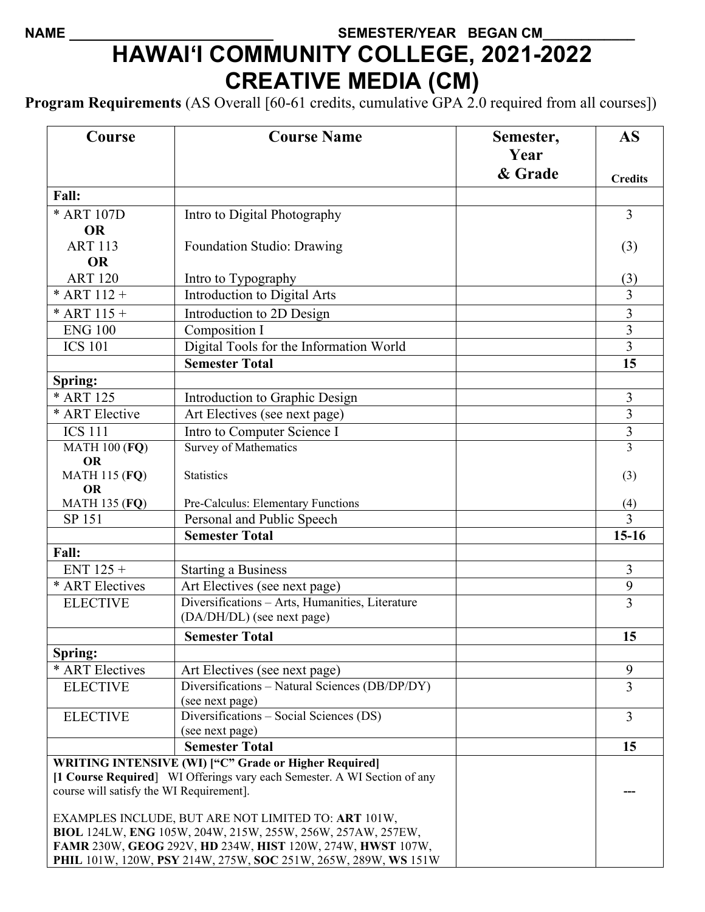NAME ________________________ SEMESTER/YEAR BEGAN CM___________

# HAWAIʻI COMMUNITY COLLEGE, 2021-2022
# CREATIVE MEDIA (CM)

**Program Requirements** (AS Overall [60-61 credits, cumulative GPA 2.0 required from all courses])

| Course | Course Name | Semester, Year & Grade | AS Credits |
|---|---|---|---|
| **Fall:** | | | |
| * ART 107D **OR** ART 113 **OR** ART 120 | Intro to Digital Photography<br>Foundation Studio: Drawing<br>Intro to Typography | | 3<br>(3)<br>(3) |
| * ART 112 + | Introduction to Digital Arts | | 3 |
| * ART 115 + | Introduction to 2D Design | | 3 |
| ENG 100 | Composition I | | 3 |
| ICS 101 | Digital Tools for the Information World | | 3 |
| | **Semester Total** | | **15** |
| **Spring:** | | | |
| * ART 125 | Introduction to Graphic Design | | 3 |
| * ART Elective | Art Electives (see next page) | | 3 |
| ICS 111 | Intro to Computer Science I | | 3 |
| MATH 100 (**FQ**) **OR** MATH 115 (**FQ**) **OR** MATH 135 (**FQ**) | Survey of Mathematics<br>Statistics<br>Pre-Calculus: Elementary Functions | | 3<br>(3)<br>(4) |
| SP 151 | Personal and Public Speech | | 3 |
| | **Semester Total** | | **15-16** |
| **Fall:** | | | |
| ENT 125 + | Starting a Business | | 3 |
| * ART Electives | Art Electives (see next page) | | 9 |
| ELECTIVE | Diversifications – Arts, Humanities, Literature (DA/DH/DL) (see next page) | | 3 |
| | **Semester Total** | | **15** |
| **Spring:** | | | |
| * ART Electives | Art Electives (see next page) | | 9 |
| ELECTIVE | Diversifications – Natural Sciences (DB/DP/DY) (see next page) | | 3 |
| ELECTIVE | Diversifications – Social Sciences (DS) (see next page) | | 3 |
| | **Semester Total** | | **15** |
| **WRITING INTENSIVE (WI) ["C" Grade or Higher Required]** **[1 Course Required]** WI Offerings vary each Semester. A WI Section of any course will satisfy the WI Requirement].<br><br>EXAMPLES INCLUDE, BUT ARE NOT LIMITED TO: **ART** 101W, **BIOL** 124LW, **ENG** 105W, 204W, 215W, 255W, 256W, 257AW, 257EW, **FAMR** 230W, **GEOG** 292V, **HD** 234W, **HIST** 120W, 274W, **HWST** 107W, **PHIL** 101W, 120W, **PSY** 214W, 275W, **SOC** 251W, 265W, 289W, **WS** 151W | | | --- |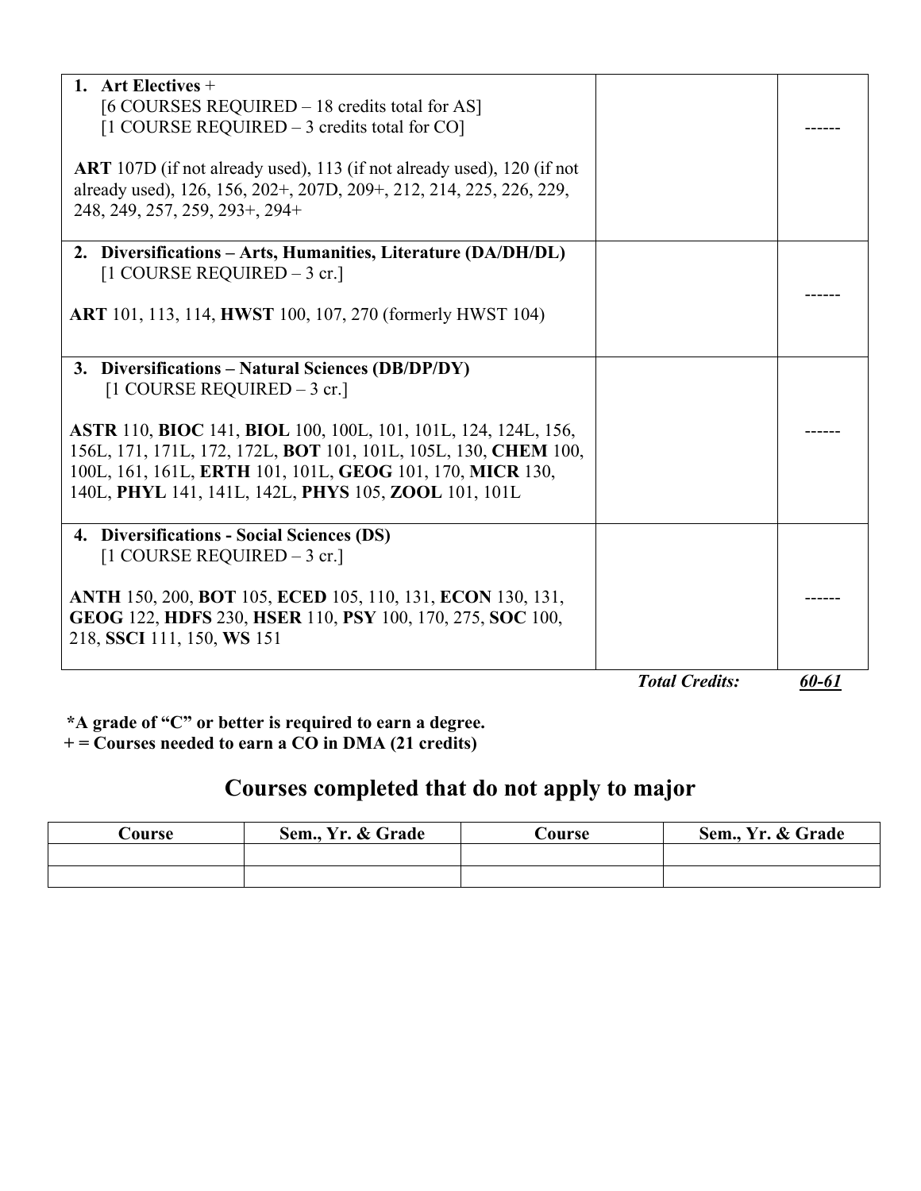| | | |
|---|---|---|
| **1. Art Electives** +<br>[6 COURSES REQUIRED – 18 credits total for AS]<br>[1 COURSE REQUIRED – 3 credits total for CO]<br><br>**ART** 107D (if not already used), 113 (if not already used), 120 (if not already used), 126, 156, 202+, 207D, 209+, 212, 214, 225, 226, 229, 248, 249, 257, 259, 293+, 294+ | | ------ |
| **2. Diversifications – Arts, Humanities, Literature (DA/DH/DL)**<br>[1 COURSE REQUIRED – 3 cr.]<br><br>**ART** 101, 113, 114, **HWST** 100, 107, 270 (formerly HWST 104) | | ------ |
| **3. Diversifications – Natural Sciences (DB/DP/DY)**<br>[1 COURSE REQUIRED – 3 cr.]<br><br>**ASTR** 110, **BIOC** 141, **BIOL** 100, 100L, 101, 101L, 124, 124L, 156, 156L, 171, 171L, 172, 172L, **BOT** 101, 101L, 105L, 130, **CHEM** 100, 100L, 161, 161L, **ERTH** 101, 101L, **GEOG** 101, 170, **MICR** 130, 140L, **PHYL** 141, 141L, 142L, **PHYS** 105, **ZOOL** 101, 101L | | ------ |
| **4. Diversifications - Social Sciences (DS)**<br>[1 COURSE REQUIRED – 3 cr.]<br><br>**ANTH** 150, 200, **BOT** 105, **ECED** 105, 110, 131, **ECON** 130, 131, **GEOG** 122, **HDFS** 230, **HSER** 110, **PSY** 100, 170, 275, **SOC** 100, 218, **SSCI** 111, 150, **WS** 151 | | ------ |
| | ***Total Credits:*** | ***60-61*** |

**\*A grade of "C" or better is required to earn a degree.**
**+ = Courses needed to earn a CO in DMA (21 credits)**

## Courses completed that do not apply to major

| Course | Sem., Yr. & Grade | Course | Sem., Yr. & Grade |
|---|---|---|---|
| | | | |
| | | | |